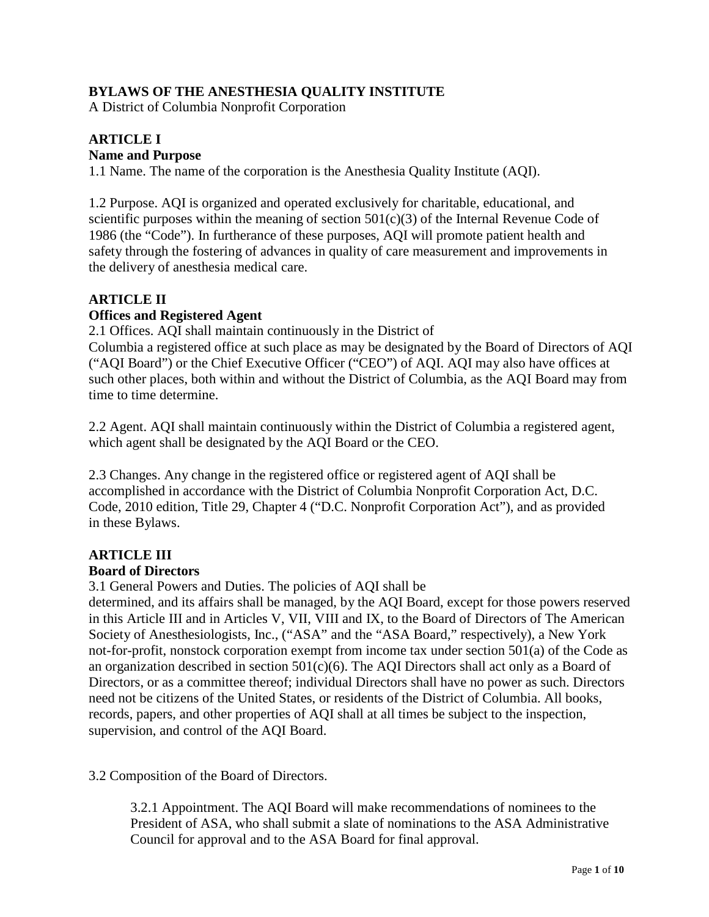# BYLAWS OF THE ANESTHESIA QUALITY INSTITUTE

A District of Columbia Nonprofit Corporation

## ARTICLE I
### Name and Purpose

1.1 Name. The name of the corporation is the Anesthesia Quality Institute (AQI).

1.2 Purpose. AQI is organized and operated exclusively for charitable, educational, and scientific purposes within the meaning of section 501(c)(3) of the Internal Revenue Code of 1986 (the "Code"). In furtherance of these purposes, AQI will promote patient health and safety through the fostering of advances in quality of care measurement and improvements in the delivery of anesthesia medical care.

## ARTICLE II
### Offices and Registered Agent

2.1 Offices. AQI shall maintain continuously in the District of Columbia a registered office at such place as may be designated by the Board of Directors of AQI ("AQI Board") or the Chief Executive Officer ("CEO") of AQI. AQI may also have offices at such other places, both within and without the District of Columbia, as the AQI Board may from time to time determine.

2.2 Agent. AQI shall maintain continuously within the District of Columbia a registered agent, which agent shall be designated by the AQI Board or the CEO.

2.3 Changes. Any change in the registered office or registered agent of AQI shall be accomplished in accordance with the District of Columbia Nonprofit Corporation Act, D.C. Code, 2010 edition, Title 29, Chapter 4 ("D.C. Nonprofit Corporation Act"), and as provided in these Bylaws.

## ARTICLE III
### Board of Directors

3.1 General Powers and Duties. The policies of AQI shall be determined, and its affairs shall be managed, by the AQI Board, except for those powers reserved in this Article III and in Articles V, VII, VIII and IX, to the Board of Directors of The American Society of Anesthesiologists, Inc., ("ASA" and the "ASA Board," respectively), a New York not-for-profit, nonstock corporation exempt from income tax under section 501(a) of the Code as an organization described in section 501(c)(6). The AQI Directors shall act only as a Board of Directors, or as a committee thereof; individual Directors shall have no power as such. Directors need not be citizens of the United States, or residents of the District of Columbia. All books, records, papers, and other properties of AQI shall at all times be subject to the inspection, supervision, and control of the AQI Board.

3.2 Composition of the Board of Directors.

3.2.1 Appointment. The AQI Board will make recommendations of nominees to the President of ASA, who shall submit a slate of nominations to the ASA Administrative Council for approval and to the ASA Board for final approval.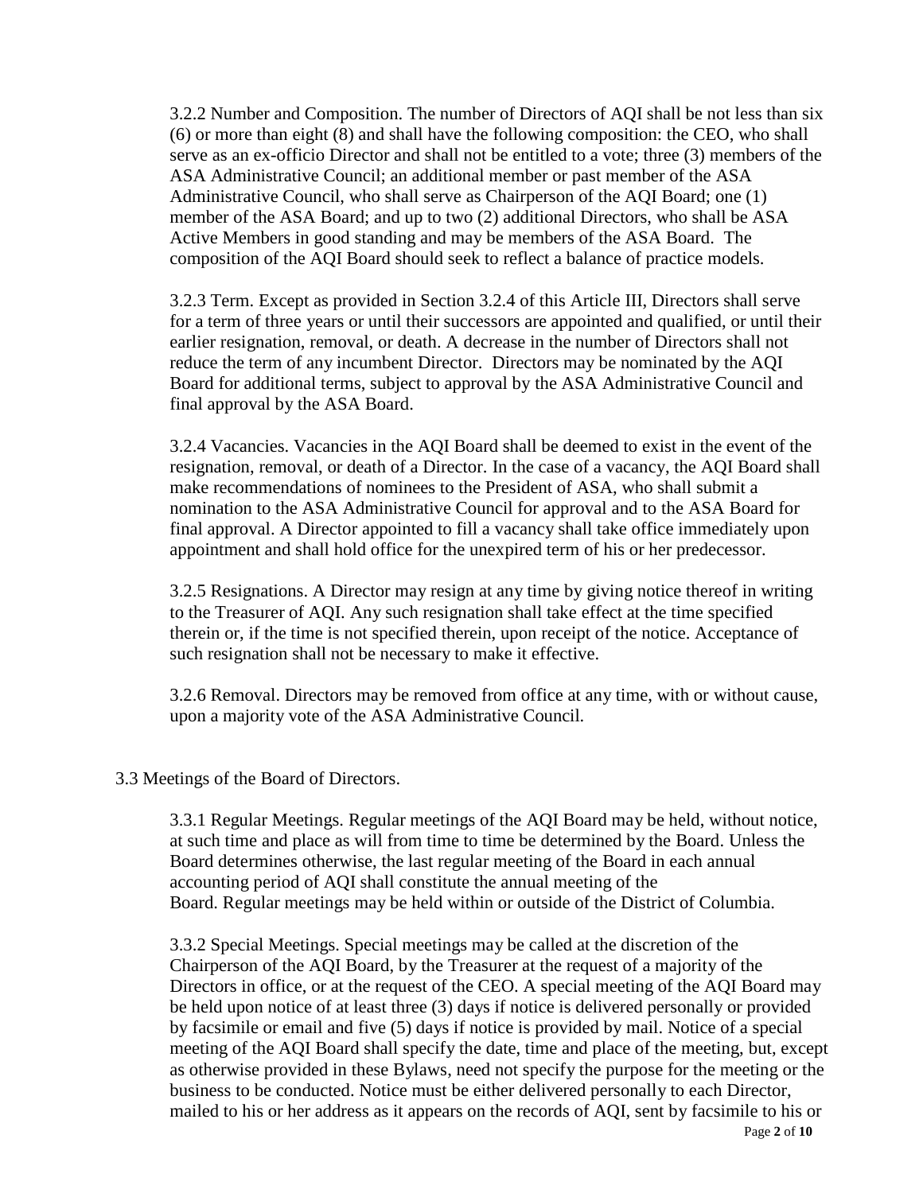3.2.2 Number and Composition. The number of Directors of AQI shall be not less than six (6) or more than eight (8) and shall have the following composition: the CEO, who shall serve as an ex-officio Director and shall not be entitled to a vote; three (3) members of the ASA Administrative Council; an additional member or past member of the ASA Administrative Council, who shall serve as Chairperson of the AQI Board; one (1) member of the ASA Board; and up to two (2) additional Directors, who shall be ASA Active Members in good standing and may be members of the ASA Board. The composition of the AQI Board should seek to reflect a balance of practice models.

3.2.3 Term. Except as provided in Section 3.2.4 of this Article III, Directors shall serve for a term of three years or until their successors are appointed and qualified, or until their earlier resignation, removal, or death. A decrease in the number of Directors shall not reduce the term of any incumbent Director. Directors may be nominated by the AQI Board for additional terms, subject to approval by the ASA Administrative Council and final approval by the ASA Board.

3.2.4 Vacancies. Vacancies in the AQI Board shall be deemed to exist in the event of the resignation, removal, or death of a Director. In the case of a vacancy, the AQI Board shall make recommendations of nominees to the President of ASA, who shall submit a nomination to the ASA Administrative Council for approval and to the ASA Board for final approval. A Director appointed to fill a vacancy shall take office immediately upon appointment and shall hold office for the unexpired term of his or her predecessor.

3.2.5 Resignations. A Director may resign at any time by giving notice thereof in writing to the Treasurer of AQI. Any such resignation shall take effect at the time specified therein or, if the time is not specified therein, upon receipt of the notice. Acceptance of such resignation shall not be necessary to make it effective.

3.2.6 Removal. Directors may be removed from office at any time, with or without cause, upon a majority vote of the ASA Administrative Council.

3.3 Meetings of the Board of Directors.

3.3.1 Regular Meetings. Regular meetings of the AQI Board may be held, without notice, at such time and place as will from time to time be determined by the Board. Unless the Board determines otherwise, the last regular meeting of the Board in each annual accounting period of AQI shall constitute the annual meeting of the Board. Regular meetings may be held within or outside of the District of Columbia.

3.3.2 Special Meetings. Special meetings may be called at the discretion of the Chairperson of the AQI Board, by the Treasurer at the request of a majority of the Directors in office, or at the request of the CEO. A special meeting of the AQI Board may be held upon notice of at least three (3) days if notice is delivered personally or provided by facsimile or email and five (5) days if notice is provided by mail. Notice of a special meeting of the AQI Board shall specify the date, time and place of the meeting, but, except as otherwise provided in these Bylaws, need not specify the purpose for the meeting or the business to be conducted. Notice must be either delivered personally to each Director, mailed to his or her address as it appears on the records of AQI, sent by facsimile to his or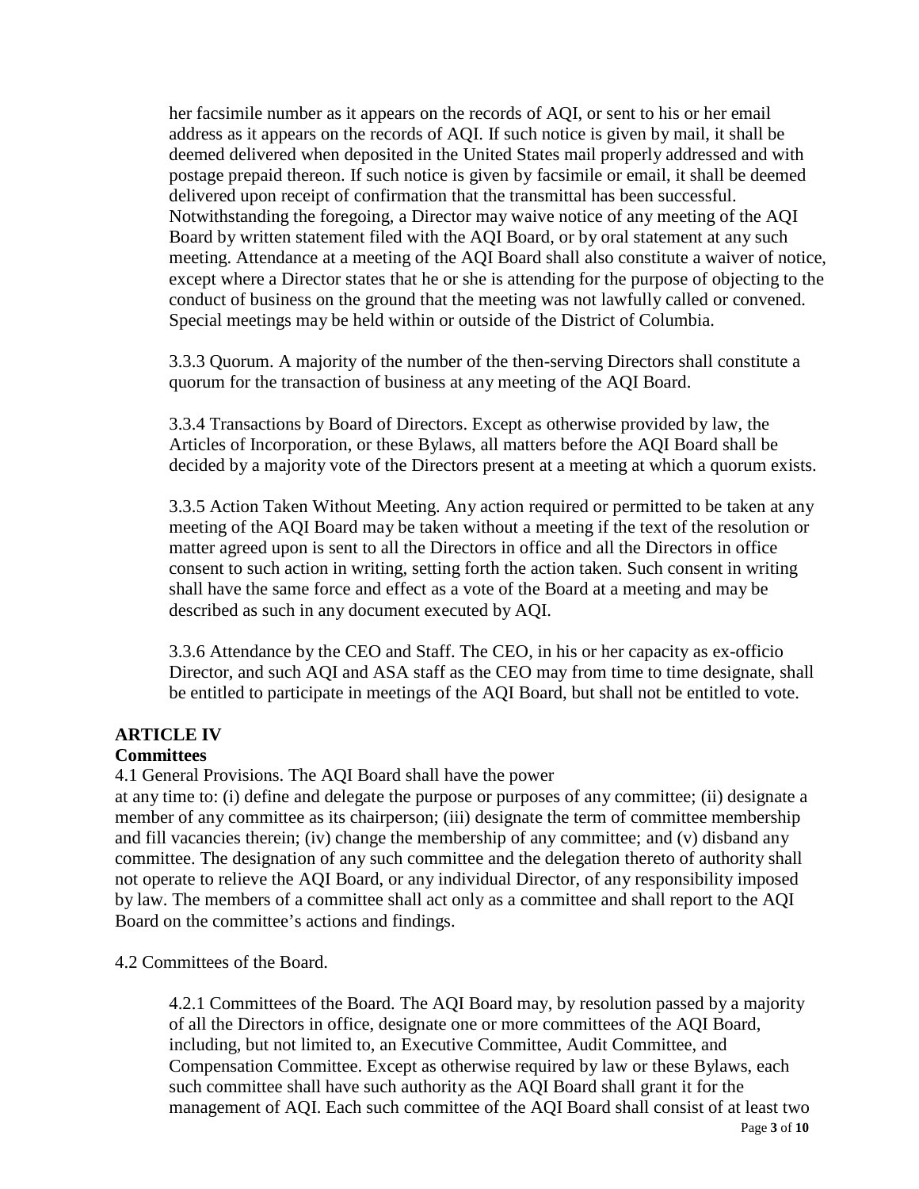her facsimile number as it appears on the records of AQI, or sent to his or her email address as it appears on the records of AQI. If such notice is given by mail, it shall be deemed delivered when deposited in the United States mail properly addressed and with postage prepaid thereon. If such notice is given by facsimile or email, it shall be deemed delivered upon receipt of confirmation that the transmittal has been successful. Notwithstanding the foregoing, a Director may waive notice of any meeting of the AQI Board by written statement filed with the AQI Board, or by oral statement at any such meeting. Attendance at a meeting of the AQI Board shall also constitute a waiver of notice, except where a Director states that he or she is attending for the purpose of objecting to the conduct of business on the ground that the meeting was not lawfully called or convened. Special meetings may be held within or outside of the District of Columbia.

3.3.3 Quorum. A majority of the number of the then-serving Directors shall constitute a quorum for the transaction of business at any meeting of the AQI Board.

3.3.4 Transactions by Board of Directors. Except as otherwise provided by law, the Articles of Incorporation, or these Bylaws, all matters before the AQI Board shall be decided by a majority vote of the Directors present at a meeting at which a quorum exists.

3.3.5 Action Taken Without Meeting. Any action required or permitted to be taken at any meeting of the AQI Board may be taken without a meeting if the text of the resolution or matter agreed upon is sent to all the Directors in office and all the Directors in office consent to such action in writing, setting forth the action taken. Such consent in writing shall have the same force and effect as a vote of the Board at a meeting and may be described as such in any document executed by AQI.

3.3.6 Attendance by the CEO and Staff. The CEO, in his or her capacity as ex-officio Director, and such AQI and ASA staff as the CEO may from time to time designate, shall be entitled to participate in meetings of the AQI Board, but shall not be entitled to vote.

## ARTICLE IV
## Committees

4.1 General Provisions. The AQI Board shall have the power at any time to: (i) define and delegate the purpose or purposes of any committee; (ii) designate a member of any committee as its chairperson; (iii) designate the term of committee membership and fill vacancies therein; (iv) change the membership of any committee; and (v) disband any committee. The designation of any such committee and the delegation thereto of authority shall not operate to relieve the AQI Board, or any individual Director, of any responsibility imposed by law. The members of a committee shall act only as a committee and shall report to the AQI Board on the committee's actions and findings.

4.2 Committees of the Board.

4.2.1 Committees of the Board. The AQI Board may, by resolution passed by a majority of all the Directors in office, designate one or more committees of the AQI Board, including, but not limited to, an Executive Committee, Audit Committee, and Compensation Committee. Except as otherwise required by law or these Bylaws, each such committee shall have such authority as the AQI Board shall grant it for the management of AQI. Each such committee of the AQI Board shall consist of at least two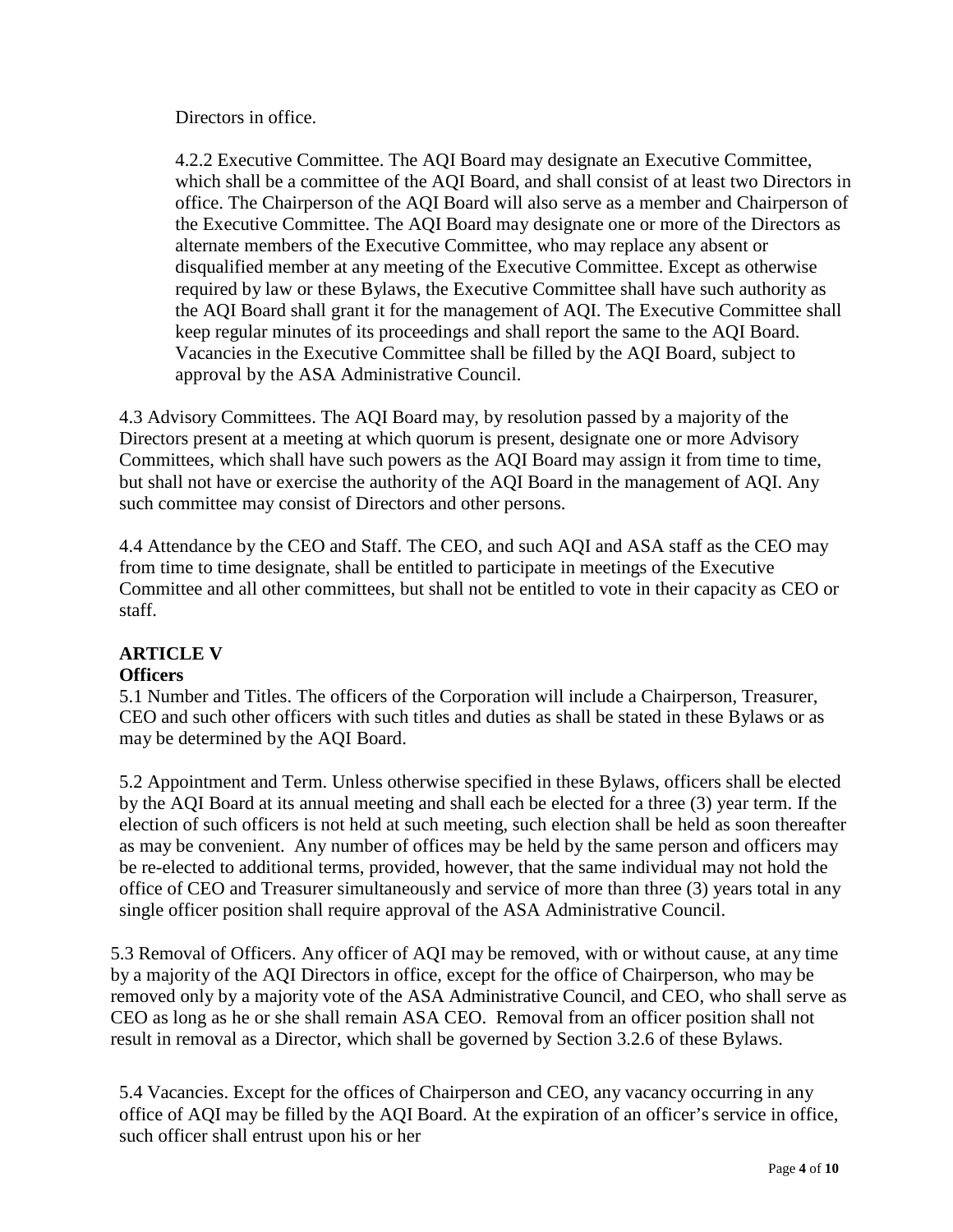Directors in office.

4.2.2 Executive Committee. The AQI Board may designate an Executive Committee, which shall be a committee of the AQI Board, and shall consist of at least two Directors in office. The Chairperson of the AQI Board will also serve as a member and Chairperson of the Executive Committee. The AQI Board may designate one or more of the Directors as alternate members of the Executive Committee, who may replace any absent or disqualified member at any meeting of the Executive Committee. Except as otherwise required by law or these Bylaws, the Executive Committee shall have such authority as the AQI Board shall grant it for the management of AQI. The Executive Committee shall keep regular minutes of its proceedings and shall report the same to the AQI Board. Vacancies in the Executive Committee shall be filled by the AQI Board, subject to approval by the ASA Administrative Council.

4.3 Advisory Committees. The AQI Board may, by resolution passed by a majority of the Directors present at a meeting at which quorum is present, designate one or more Advisory Committees, which shall have such powers as the AQI Board may assign it from time to time, but shall not have or exercise the authority of the AQI Board in the management of AQI. Any such committee may consist of Directors and other persons.

4.4 Attendance by the CEO and Staff. The CEO, and such AQI and ASA staff as the CEO may from time to time designate, shall be entitled to participate in meetings of the Executive Committee and all other committees, but shall not be entitled to vote in their capacity as CEO or staff.

## ARTICLE V
**Officers**

5.1 Number and Titles. The officers of the Corporation will include a Chairperson, Treasurer, CEO and such other officers with such titles and duties as shall be stated in these Bylaws or as may be determined by the AQI Board.

5.2 Appointment and Term. Unless otherwise specified in these Bylaws, officers shall be elected by the AQI Board at its annual meeting and shall each be elected for a three (3) year term. If the election of such officers is not held at such meeting, such election shall be held as soon thereafter as may be convenient. Any number of offices may be held by the same person and officers may be re-elected to additional terms, provided, however, that the same individual may not hold the office of CEO and Treasurer simultaneously and service of more than three (3) years total in any single officer position shall require approval of the ASA Administrative Council.

5.3 Removal of Officers. Any officer of AQI may be removed, with or without cause, at any time by a majority of the AQI Directors in office, except for the office of Chairperson, who may be removed only by a majority vote of the ASA Administrative Council, and CEO, who shall serve as CEO as long as he or she shall remain ASA CEO. Removal from an officer position shall not result in removal as a Director, which shall be governed by Section 3.2.6 of these Bylaws.

5.4 Vacancies. Except for the offices of Chairperson and CEO, any vacancy occurring in any office of AQI may be filled by the AQI Board. At the expiration of an officer's service in office, such officer shall entrust upon his or her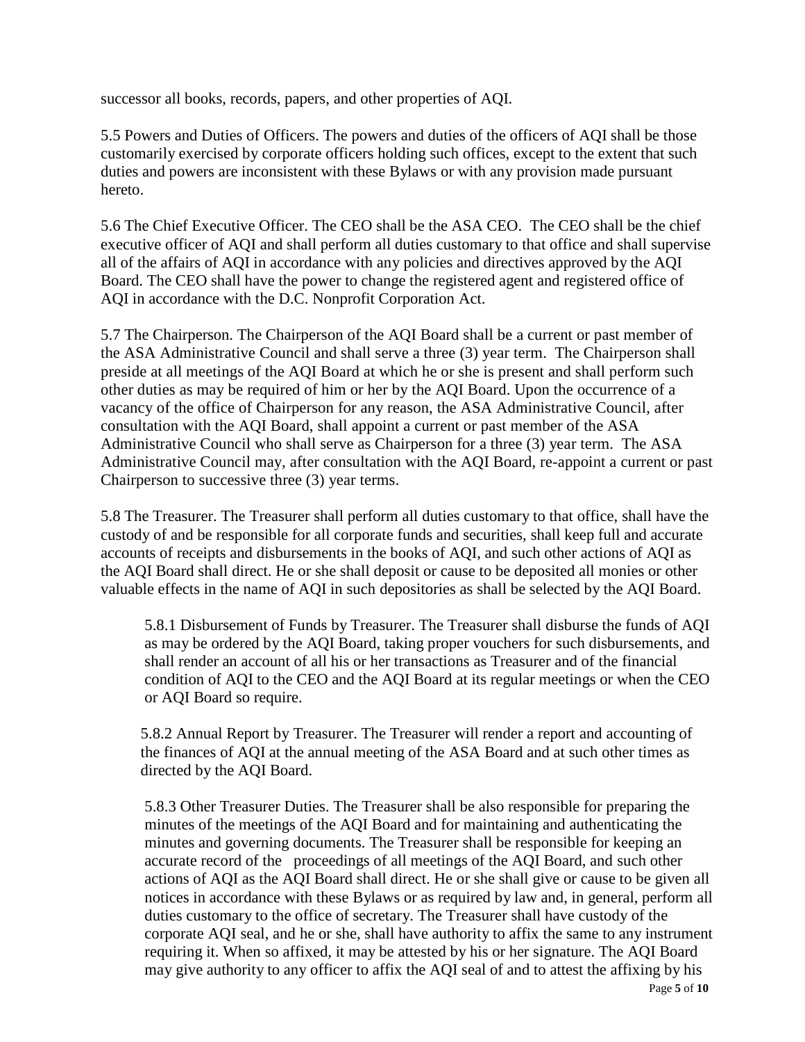successor all books, records, papers, and other properties of AQI.

5.5 Powers and Duties of Officers. The powers and duties of the officers of AQI shall be those customarily exercised by corporate officers holding such offices, except to the extent that such duties and powers are inconsistent with these Bylaws or with any provision made pursuant hereto.

5.6 The Chief Executive Officer. The CEO shall be the ASA CEO. The CEO shall be the chief executive officer of AQI and shall perform all duties customary to that office and shall supervise all of the affairs of AQI in accordance with any policies and directives approved by the AQI Board. The CEO shall have the power to change the registered agent and registered office of AQI in accordance with the D.C. Nonprofit Corporation Act.

5.7 The Chairperson. The Chairperson of the AQI Board shall be a current or past member of the ASA Administrative Council and shall serve a three (3) year term. The Chairperson shall preside at all meetings of the AQI Board at which he or she is present and shall perform such other duties as may be required of him or her by the AQI Board. Upon the occurrence of a vacancy of the office of Chairperson for any reason, the ASA Administrative Council, after consultation with the AQI Board, shall appoint a current or past member of the ASA Administrative Council who shall serve as Chairperson for a three (3) year term. The ASA Administrative Council may, after consultation with the AQI Board, re-appoint a current or past Chairperson to successive three (3) year terms.

5.8 The Treasurer. The Treasurer shall perform all duties customary to that office, shall have the custody of and be responsible for all corporate funds and securities, shall keep full and accurate accounts of receipts and disbursements in the books of AQI, and such other actions of AQI as the AQI Board shall direct. He or she shall deposit or cause to be deposited all monies or other valuable effects in the name of AQI in such depositories as shall be selected by the AQI Board.

> 5.8.1 Disbursement of Funds by Treasurer. The Treasurer shall disburse the funds of AQI as may be ordered by the AQI Board, taking proper vouchers for such disbursements, and shall render an account of all his or her transactions as Treasurer and of the financial condition of AQI to the CEO and the AQI Board at its regular meetings or when the CEO or AQI Board so require.
>
> 5.8.2 Annual Report by Treasurer. The Treasurer will render a report and accounting of the finances of AQI at the annual meeting of the ASA Board and at such other times as directed by the AQI Board.
>
> 5.8.3 Other Treasurer Duties. The Treasurer shall be also responsible for preparing the minutes of the meetings of the AQI Board and for maintaining and authenticating the minutes and governing documents. The Treasurer shall be responsible for keeping an accurate record of the proceedings of all meetings of the AQI Board, and such other actions of AQI as the AQI Board shall direct. He or she shall give or cause to be given all notices in accordance with these Bylaws or as required by law and, in general, perform all duties customary to the office of secretary. The Treasurer shall have custody of the corporate AQI seal, and he or she, shall have authority to affix the same to any instrument requiring it. When so affixed, it may be attested by his or her signature. The AQI Board may give authority to any officer to affix the AQI seal of and to attest the affixing by his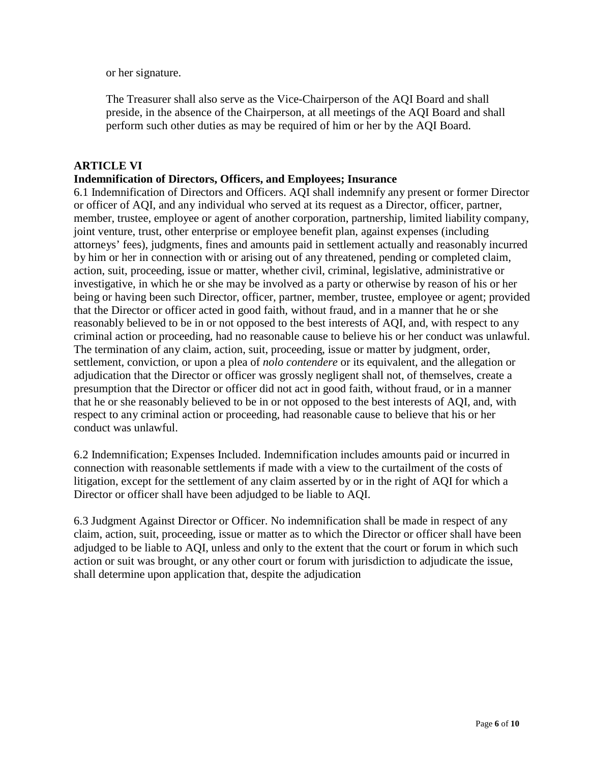or her signature.

The Treasurer shall also serve as the Vice-Chairperson of the AQI Board and shall preside, in the absence of the Chairperson, at all meetings of the AQI Board and shall perform such other duties as may be required of him or her by the AQI Board.

## ARTICLE VI

### Indemnification of Directors, Officers, and Employees; Insurance

6.1 Indemnification of Directors and Officers. AQI shall indemnify any present or former Director or officer of AQI, and any individual who served at its request as a Director, officer, partner, member, trustee, employee or agent of another corporation, partnership, limited liability company, joint venture, trust, other enterprise or employee benefit plan, against expenses (including attorneys' fees), judgments, fines and amounts paid in settlement actually and reasonably incurred by him or her in connection with or arising out of any threatened, pending or completed claim, action, suit, proceeding, issue or matter, whether civil, criminal, legislative, administrative or investigative, in which he or she may be involved as a party or otherwise by reason of his or her being or having been such Director, officer, partner, member, trustee, employee or agent; provided that the Director or officer acted in good faith, without fraud, and in a manner that he or she reasonably believed to be in or not opposed to the best interests of AQI, and, with respect to any criminal action or proceeding, had no reasonable cause to believe his or her conduct was unlawful. The termination of any claim, action, suit, proceeding, issue or matter by judgment, order, settlement, conviction, or upon a plea of *nolo contendere* or its equivalent, and the allegation or adjudication that the Director or officer was grossly negligent shall not, of themselves, create a presumption that the Director or officer did not act in good faith, without fraud, or in a manner that he or she reasonably believed to be in or not opposed to the best interests of AQI, and, with respect to any criminal action or proceeding, had reasonable cause to believe that his or her conduct was unlawful.

6.2 Indemnification; Expenses Included. Indemnification includes amounts paid or incurred in connection with reasonable settlements if made with a view to the curtailment of the costs of litigation, except for the settlement of any claim asserted by or in the right of AQI for which a Director or officer shall have been adjudged to be liable to AQI.

6.3 Judgment Against Director or Officer. No indemnification shall be made in respect of any claim, action, suit, proceeding, issue or matter as to which the Director or officer shall have been adjudged to be liable to AQI, unless and only to the extent that the court or forum in which such action or suit was brought, or any other court or forum with jurisdiction to adjudicate the issue, shall determine upon application that, despite the adjudication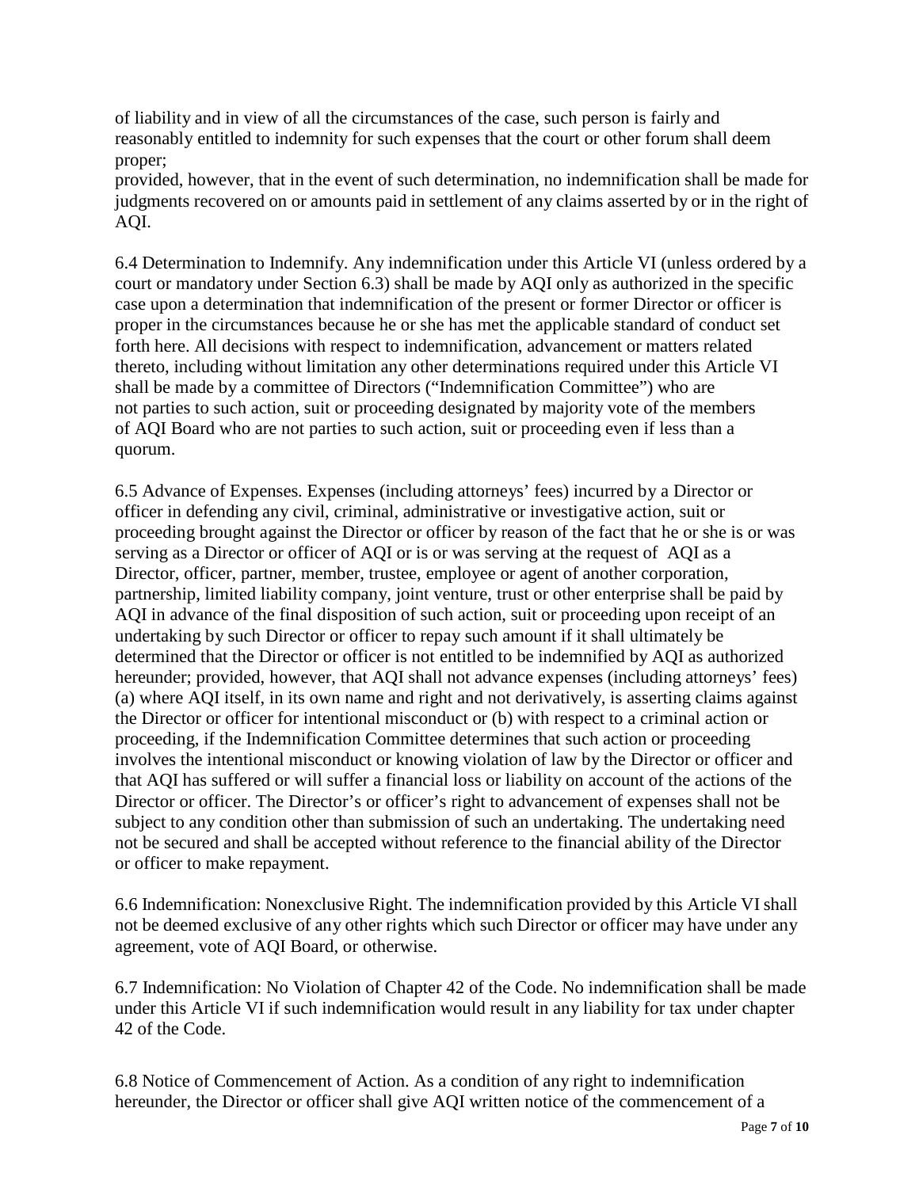of liability and in view of all the circumstances of the case, such person is fairly and reasonably entitled to indemnity for such expenses that the court or other forum shall deem proper;

provided, however, that in the event of such determination, no indemnification shall be made for judgments recovered on or amounts paid in settlement of any claims asserted by or in the right of AQI.

6.4 Determination to Indemnify. Any indemnification under this Article VI (unless ordered by a court or mandatory under Section 6.3) shall be made by AQI only as authorized in the specific case upon a determination that indemnification of the present or former Director or officer is proper in the circumstances because he or she has met the applicable standard of conduct set forth here. All decisions with respect to indemnification, advancement or matters related thereto, including without limitation any other determinations required under this Article VI shall be made by a committee of Directors ("Indemnification Committee") who are not parties to such action, suit or proceeding designated by majority vote of the members of AQI Board who are not parties to such action, suit or proceeding even if less than a quorum.

6.5 Advance of Expenses. Expenses (including attorneys' fees) incurred by a Director or officer in defending any civil, criminal, administrative or investigative action, suit or proceeding brought against the Director or officer by reason of the fact that he or she is or was serving as a Director or officer of AQI or is or was serving at the request of AQI as a Director, officer, partner, member, trustee, employee or agent of another corporation, partnership, limited liability company, joint venture, trust or other enterprise shall be paid by AQI in advance of the final disposition of such action, suit or proceeding upon receipt of an undertaking by such Director or officer to repay such amount if it shall ultimately be determined that the Director or officer is not entitled to be indemnified by AQI as authorized hereunder; provided, however, that AQI shall not advance expenses (including attorneys' fees) (a) where AQI itself, in its own name and right and not derivatively, is asserting claims against the Director or officer for intentional misconduct or (b) with respect to a criminal action or proceeding, if the Indemnification Committee determines that such action or proceeding involves the intentional misconduct or knowing violation of law by the Director or officer and that AQI has suffered or will suffer a financial loss or liability on account of the actions of the Director or officer. The Director's or officer's right to advancement of expenses shall not be subject to any condition other than submission of such an undertaking. The undertaking need not be secured and shall be accepted without reference to the financial ability of the Director or officer to make repayment.

6.6 Indemnification: Nonexclusive Right. The indemnification provided by this Article VI shall not be deemed exclusive of any other rights which such Director or officer may have under any agreement, vote of AQI Board, or otherwise.

6.7 Indemnification: No Violation of Chapter 42 of the Code. No indemnification shall be made under this Article VI if such indemnification would result in any liability for tax under chapter 42 of the Code.

6.8 Notice of Commencement of Action. As a condition of any right to indemnification hereunder, the Director or officer shall give AQI written notice of the commencement of a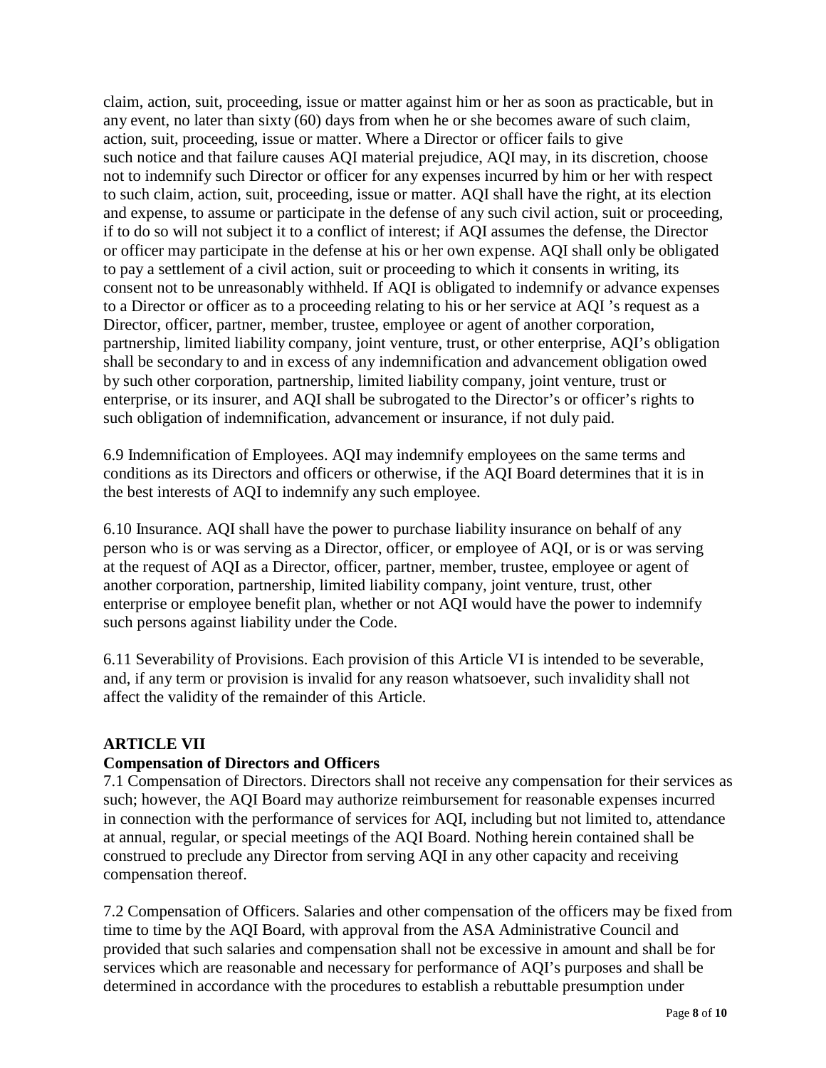claim, action, suit, proceeding, issue or matter against him or her as soon as practicable, but in any event, no later than sixty (60) days from when he or she becomes aware of such claim, action, suit, proceeding, issue or matter. Where a Director or officer fails to give such notice and that failure causes AQI material prejudice, AQI may, in its discretion, choose not to indemnify such Director or officer for any expenses incurred by him or her with respect to such claim, action, suit, proceeding, issue or matter. AQI shall have the right, at its election and expense, to assume or participate in the defense of any such civil action, suit or proceeding, if to do so will not subject it to a conflict of interest; if AQI assumes the defense, the Director or officer may participate in the defense at his or her own expense. AQI shall only be obligated to pay a settlement of a civil action, suit or proceeding to which it consents in writing, its consent not to be unreasonably withheld. If AQI is obligated to indemnify or advance expenses to a Director or officer as to a proceeding relating to his or her service at AQI 's request as a Director, officer, partner, member, trustee, employee or agent of another corporation, partnership, limited liability company, joint venture, trust, or other enterprise, AQI's obligation shall be secondary to and in excess of any indemnification and advancement obligation owed by such other corporation, partnership, limited liability company, joint venture, trust or enterprise, or its insurer, and AQI shall be subrogated to the Director's or officer's rights to such obligation of indemnification, advancement or insurance, if not duly paid.

6.9 Indemnification of Employees. AQI may indemnify employees on the same terms and conditions as its Directors and officers or otherwise, if the AQI Board determines that it is in the best interests of AQI to indemnify any such employee.

6.10 Insurance. AQI shall have the power to purchase liability insurance on behalf of any person who is or was serving as a Director, officer, or employee of AQI, or is or was serving at the request of AQI as a Director, officer, partner, member, trustee, employee or agent of another corporation, partnership, limited liability company, joint venture, trust, other enterprise or employee benefit plan, whether or not AQI would have the power to indemnify such persons against liability under the Code.

6.11 Severability of Provisions. Each provision of this Article VI is intended to be severable, and, if any term or provision is invalid for any reason whatsoever, such invalidity shall not affect the validity of the remainder of this Article.

**ARTICLE VII**
**Compensation of Directors and Officers**

7.1 Compensation of Directors. Directors shall not receive any compensation for their services as such; however, the AQI Board may authorize reimbursement for reasonable expenses incurred in connection with the performance of services for AQI, including but not limited to, attendance at annual, regular, or special meetings of the AQI Board. Nothing herein contained shall be construed to preclude any Director from serving AQI in any other capacity and receiving compensation thereof.

7.2 Compensation of Officers. Salaries and other compensation of the officers may be fixed from time to time by the AQI Board, with approval from the ASA Administrative Council and provided that such salaries and compensation shall not be excessive in amount and shall be for services which are reasonable and necessary for performance of AQI's purposes and shall be determined in accordance with the procedures to establish a rebuttable presumption under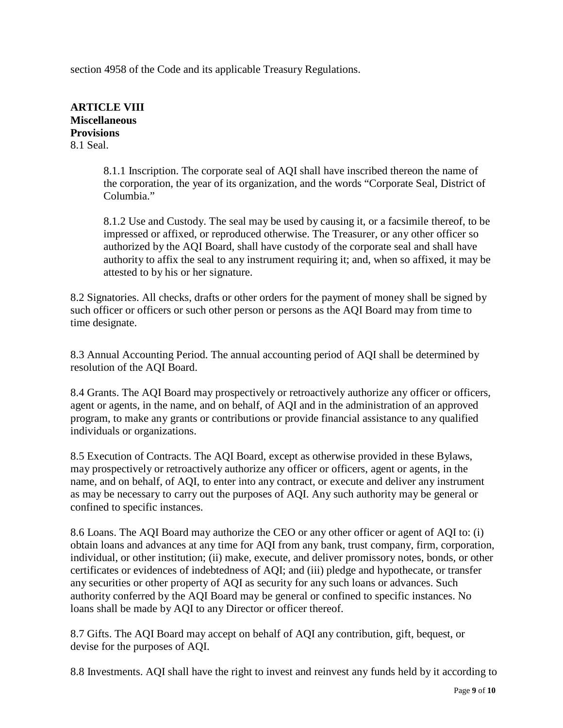section 4958 of the Code and its applicable Treasury Regulations.

## ARTICLE VIII
## Miscellaneous Provisions

8.1 Seal.

> 8.1.1 Inscription. The corporate seal of AQI shall have inscribed thereon the name of the corporation, the year of its organization, and the words "Corporate Seal, District of Columbia."
>
> 8.1.2 Use and Custody. The seal may be used by causing it, or a facsimile thereof, to be impressed or affixed, or reproduced otherwise. The Treasurer, or any other officer so authorized by the AQI Board, shall have custody of the corporate seal and shall have authority to affix the seal to any instrument requiring it; and, when so affixed, it may be attested to by his or her signature.

8.2 Signatories. All checks, drafts or other orders for the payment of money shall be signed by such officer or officers or such other person or persons as the AQI Board may from time to time designate.

8.3 Annual Accounting Period. The annual accounting period of AQI shall be determined by resolution of the AQI Board.

8.4 Grants. The AQI Board may prospectively or retroactively authorize any officer or officers, agent or agents, in the name, and on behalf, of AQI and in the administration of an approved program, to make any grants or contributions or provide financial assistance to any qualified individuals or organizations.

8.5 Execution of Contracts. The AQI Board, except as otherwise provided in these Bylaws, may prospectively or retroactively authorize any officer or officers, agent or agents, in the name, and on behalf, of AQI, to enter into any contract, or execute and deliver any instrument as may be necessary to carry out the purposes of AQI. Any such authority may be general or confined to specific instances.

8.6 Loans. The AQI Board may authorize the CEO or any other officer or agent of AQI to: (i) obtain loans and advances at any time for AQI from any bank, trust company, firm, corporation, individual, or other institution; (ii) make, execute, and deliver promissory notes, bonds, or other certificates or evidences of indebtedness of AQI; and (iii) pledge and hypothecate, or transfer any securities or other property of AQI as security for any such loans or advances. Such authority conferred by the AQI Board may be general or confined to specific instances. No loans shall be made by AQI to any Director or officer thereof.

8.7 Gifts. The AQI Board may accept on behalf of AQI any contribution, gift, bequest, or devise for the purposes of AQI.

8.8 Investments. AQI shall have the right to invest and reinvest any funds held by it according to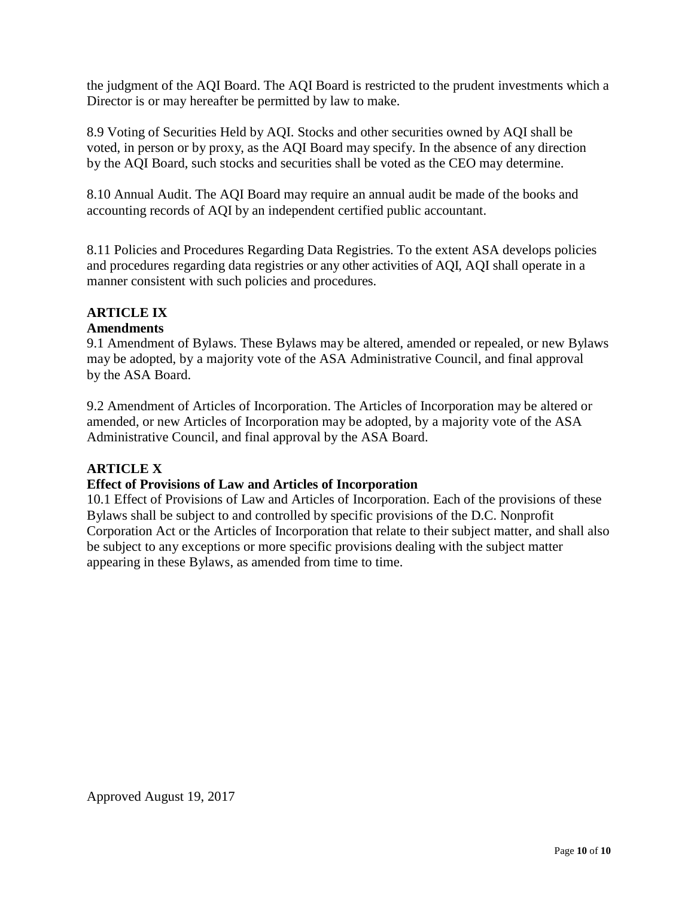the judgment of the AQI Board. The AQI Board is restricted to the prudent investments which a Director is or may hereafter be permitted by law to make.

8.9 Voting of Securities Held by AQI. Stocks and other securities owned by AQI shall be voted, in person or by proxy, as the AQI Board may specify. In the absence of any direction by the AQI Board, such stocks and securities shall be voted as the CEO may determine.

8.10 Annual Audit. The AQI Board may require an annual audit be made of the books and accounting records of AQI by an independent certified public accountant.

8.11 Policies and Procedures Regarding Data Registries. To the extent ASA develops policies and procedures regarding data registries or any other activities of AQI, AQI shall operate in a manner consistent with such policies and procedures.

## ARTICLE IX
### Amendments

9.1 Amendment of Bylaws. These Bylaws may be altered, amended or repealed, or new Bylaws may be adopted, by a majority vote of the ASA Administrative Council, and final approval by the ASA Board.

9.2 Amendment of Articles of Incorporation. The Articles of Incorporation may be altered or amended, or new Articles of Incorporation may be adopted, by a majority vote of the ASA Administrative Council, and final approval by the ASA Board.

## ARTICLE X
### Effect of Provisions of Law and Articles of Incorporation

10.1 Effect of Provisions of Law and Articles of Incorporation. Each of the provisions of these Bylaws shall be subject to and controlled by specific provisions of the D.C. Nonprofit Corporation Act or the Articles of Incorporation that relate to their subject matter, and shall also be subject to any exceptions or more specific provisions dealing with the subject matter appearing in these Bylaws, as amended from time to time.

Approved August 19, 2017